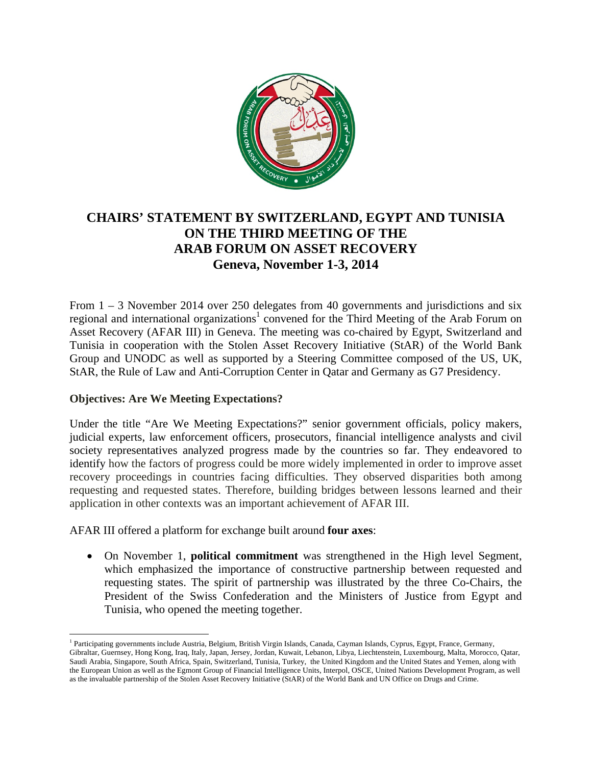# CHAIRS' STATEMENT BY SWITZERLAND, EGYPT AND TUNISIA ON THE THIRD MEETING OF THE ARAB FORUM ON ASSET RECOVERY Geneva, November 1-3, 2014

From 1 – 3 November 2014 over 250 delegates from 40 governments and jurisdictions and six regional and international organizations[1] convened for the Third Meeting of the Arab Forum on Asset Recovery (AFAR III) in Geneva. The meeting was co-chaired by Egypt, Switzerland and Tunisia in cooperation with the Stolen Asset Recovery Initiative (StAR) of the World Bank Group and UNODC as well as supported by a Steering Committee composed of the US, UK, StAR, the Rule of Law and Anti-Corruption Center in Qatar and Germany as G7 Presidency.

## Objectives: Are We Meeting Expectations?

Under the title "Are We Meeting Expectations?" senior government officials, policy makers, judicial experts, law enforcement officers, prosecutors, financial intelligence analysts and civil society representatives analyzed progress made by the countries so far. They endeavored to identify how the factors of progress could be more widely implemented in order to improve asset recovery proceedings in countries facing difficulties. They observed disparities both among requesting and requested states. Therefore, building bridges between lessons learned and their application in other contexts was an important achievement of AFAR III.

AFAR III offered a platform for exchange built around **four axes**:

- On November 1, **political commitment** was strengthened in the High level Segment, which emphasized the importance of constructive partnership between requested and requesting states. The spirit of partnership was illustrated by the three Co-Chairs, the President of the Swiss Confederation and the Ministers of Justice from Egypt and Tunisia, who opened the meeting together.

---

[1] Participating governments include Austria, Belgium, British Virgin Islands, Canada, Cayman Islands, Cyprus, Egypt, France, Germany, Gibraltar, Guernsey, Hong Kong, Iraq, Italy, Japan, Jersey, Jordan, Kuwait, Lebanon, Libya, Liechtenstein, Luxembourg, Malta, Morocco, Qatar, Saudi Arabia, Singapore, South Africa, Spain, Switzerland, Tunisia, Turkey, the United Kingdom and the United States and Yemen, along with the European Union as well as the Egmont Group of Financial Intelligence Units, Interpol, OSCE, United Nations Development Program, as well as the invaluable partnership of the Stolen Asset Recovery Initiative (StAR) of the World Bank and UN Office on Drugs and Crime.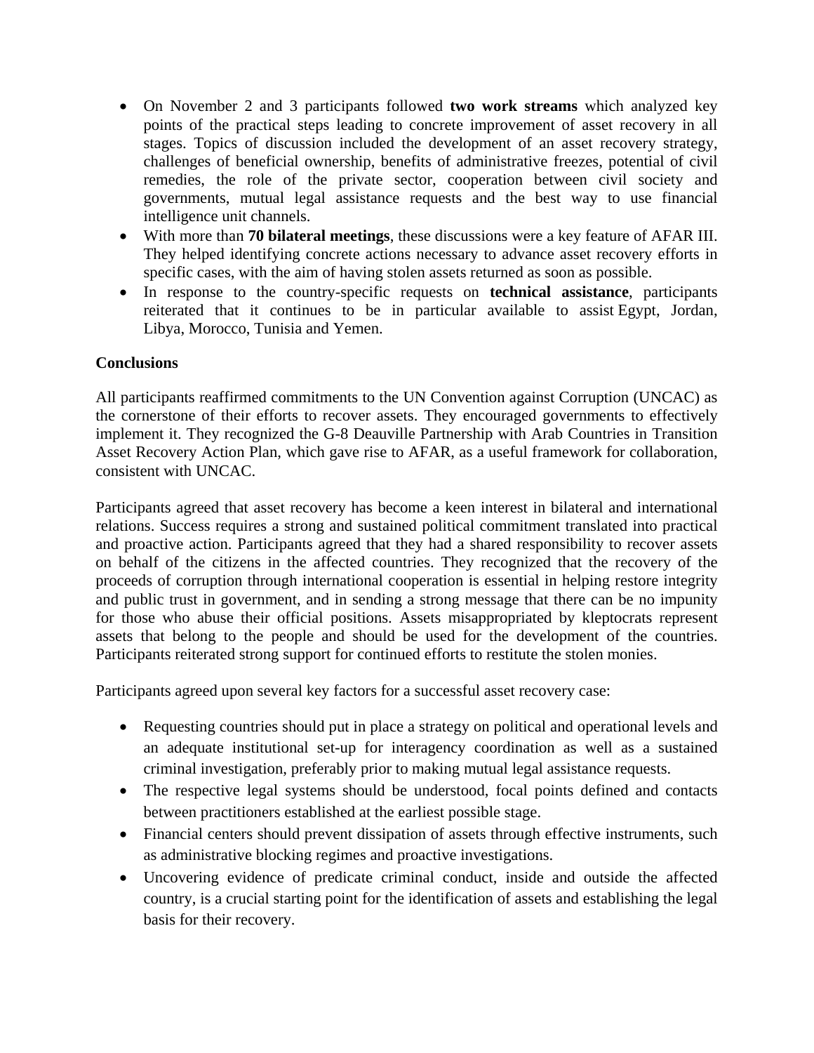- On November 2 and 3 participants followed **two work streams** which analyzed key points of the practical steps leading to concrete improvement of asset recovery in all stages. Topics of discussion included the development of an asset recovery strategy, challenges of beneficial ownership, benefits of administrative freezes, potential of civil remedies, the role of the private sector, cooperation between civil society and governments, mutual legal assistance requests and the best way to use financial intelligence unit channels.
- With more than **70 bilateral meetings**, these discussions were a key feature of AFAR III. They helped identifying concrete actions necessary to advance asset recovery efforts in specific cases, with the aim of having stolen assets returned as soon as possible.
- In response to the country-specific requests on **technical assistance**, participants reiterated that it continues to be in particular available to assist Egypt, Jordan, Libya, Morocco, Tunisia and Yemen.

**Conclusions**

All participants reaffirmed commitments to the UN Convention against Corruption (UNCAC) as the cornerstone of their efforts to recover assets. They encouraged governments to effectively implement it. They recognized the G-8 Deauville Partnership with Arab Countries in Transition Asset Recovery Action Plan, which gave rise to AFAR, as a useful framework for collaboration, consistent with UNCAC.

Participants agreed that asset recovery has become a keen interest in bilateral and international relations. Success requires a strong and sustained political commitment translated into practical and proactive action. Participants agreed that they had a shared responsibility to recover assets on behalf of the citizens in the affected countries. They recognized that the recovery of the proceeds of corruption through international cooperation is essential in helping restore integrity and public trust in government, and in sending a strong message that there can be no impunity for those who abuse their official positions. Assets misappropriated by kleptocrats represent assets that belong to the people and should be used for the development of the countries. Participants reiterated strong support for continued efforts to restitute the stolen monies.

Participants agreed upon several key factors for a successful asset recovery case:

- Requesting countries should put in place a strategy on political and operational levels and an adequate institutional set-up for interagency coordination as well as a sustained criminal investigation, preferably prior to making mutual legal assistance requests.
- The respective legal systems should be understood, focal points defined and contacts between practitioners established at the earliest possible stage.
- Financial centers should prevent dissipation of assets through effective instruments, such as administrative blocking regimes and proactive investigations.
- Uncovering evidence of predicate criminal conduct, inside and outside the affected country, is a crucial starting point for the identification of assets and establishing the legal basis for their recovery.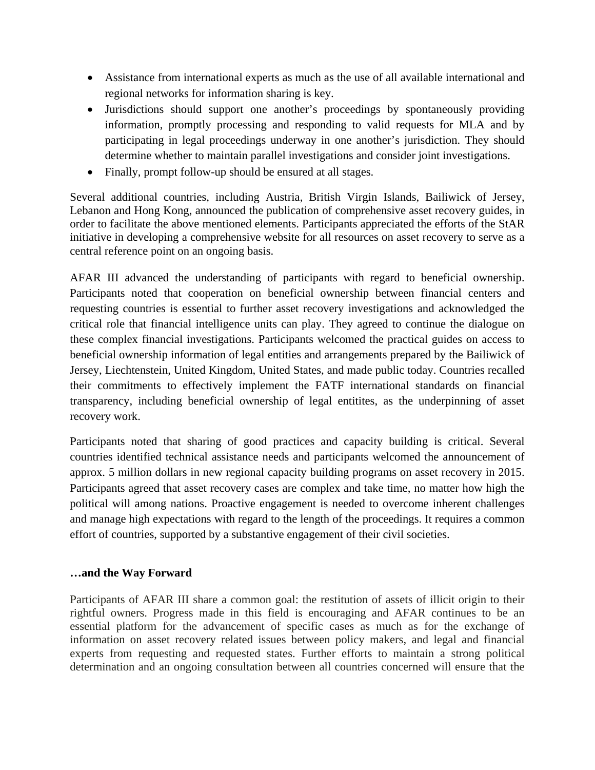- Assistance from international experts as much as the use of all available international and regional networks for information sharing is key.
- Jurisdictions should support one another's proceedings by spontaneously providing information, promptly processing and responding to valid requests for MLA and by participating in legal proceedings underway in one another's jurisdiction. They should determine whether to maintain parallel investigations and consider joint investigations.
- Finally, prompt follow-up should be ensured at all stages.

Several additional countries, including Austria, British Virgin Islands, Bailiwick of Jersey, Lebanon and Hong Kong, announced the publication of comprehensive asset recovery guides, in order to facilitate the above mentioned elements. Participants appreciated the efforts of the StAR initiative in developing a comprehensive website for all resources on asset recovery to serve as a central reference point on an ongoing basis.

AFAR III advanced the understanding of participants with regard to beneficial ownership. Participants noted that cooperation on beneficial ownership between financial centers and requesting countries is essential to further asset recovery investigations and acknowledged the critical role that financial intelligence units can play. They agreed to continue the dialogue on these complex financial investigations. Participants welcomed the practical guides on access to beneficial ownership information of legal entities and arrangements prepared by the Bailiwick of Jersey, Liechtenstein, United Kingdom, United States, and made public today. Countries recalled their commitments to effectively implement the FATF international standards on financial transparency, including beneficial ownership of legal entitites, as the underpinning of asset recovery work.

Participants noted that sharing of good practices and capacity building is critical. Several countries identified technical assistance needs and participants welcomed the announcement of approx. 5 million dollars in new regional capacity building programs on asset recovery in 2015. Participants agreed that asset recovery cases are complex and take time, no matter how high the political will among nations. Proactive engagement is needed to overcome inherent challenges and manage high expectations with regard to the length of the proceedings. It requires a common effort of countries, supported by a substantive engagement of their civil societies.

**…and the Way Forward**

Participants of AFAR III share a common goal: the restitution of assets of illicit origin to their rightful owners. Progress made in this field is encouraging and AFAR continues to be an essential platform for the advancement of specific cases as much as for the exchange of information on asset recovery related issues between policy makers, and legal and financial experts from requesting and requested states. Further efforts to maintain a strong political determination and an ongoing consultation between all countries concerned will ensure that the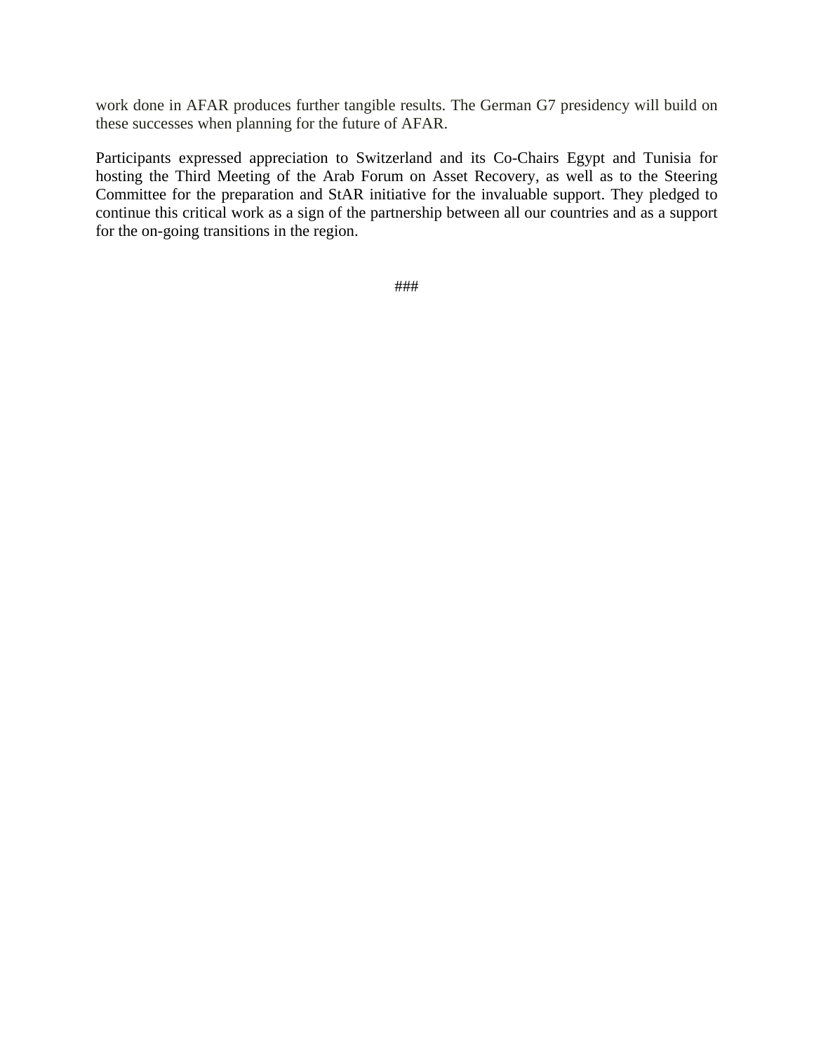work done in AFAR produces further tangible results. The German G7 presidency will build on these successes when planning for the future of AFAR.

Participants expressed appreciation to Switzerland and its Co-Chairs Egypt and Tunisia for hosting the Third Meeting of the Arab Forum on Asset Recovery, as well as to the Steering Committee for the preparation and StAR initiative for the invaluable support. They pledged to continue this critical work as a sign of the partnership between all our countries and as a support for the on-going transitions in the region.

###